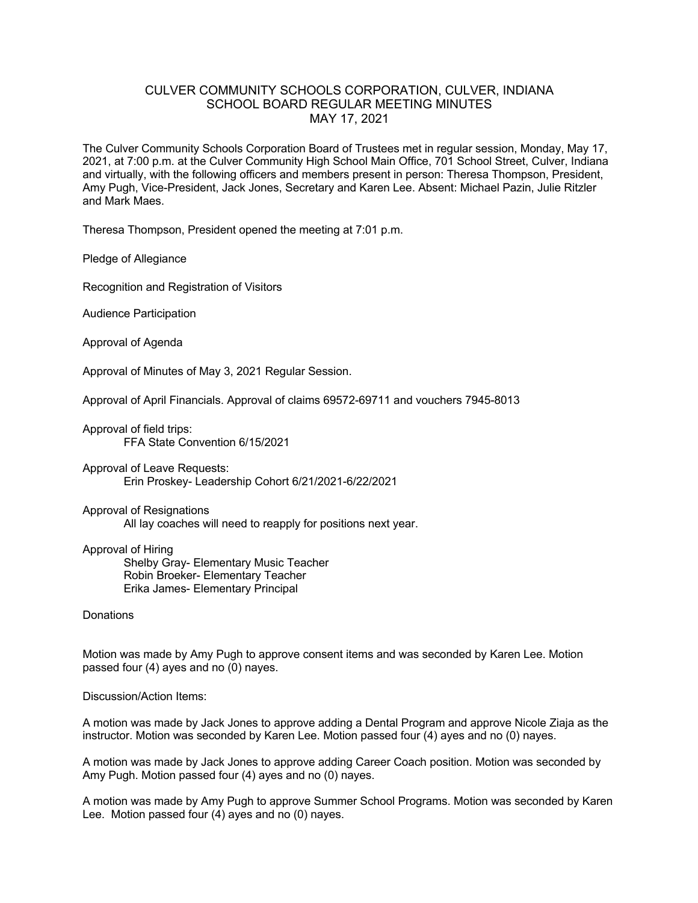# CULVER COMMUNITY SCHOOLS CORPORATION, CULVER, INDIANA
## SCHOOL BOARD REGULAR MEETING MINUTES
## MAY 17, 2021

The Culver Community Schools Corporation Board of Trustees met in regular session, Monday, May 17, 2021, at 7:00 p.m. at the Culver Community High School Main Office, 701 School Street, Culver, Indiana and virtually, with the following officers and members present in person: Theresa Thompson, President, Amy Pugh, Vice-President, Jack Jones, Secretary and Karen Lee. Absent: Michael Pazin, Julie Ritzler and Mark Maes.

Theresa Thompson, President opened the meeting at 7:01 p.m.

Pledge of Allegiance

Recognition and Registration of Visitors

Audience Participation

Approval of Agenda

Approval of Minutes of May 3, 2021 Regular Session.

Approval of April Financials. Approval of claims 69572-69711 and vouchers 7945-8013

Approval of field trips:
- FFA State Convention 6/15/2021

Approval of Leave Requests:
- Erin Proskey- Leadership Cohort 6/21/2021-6/22/2021

Approval of Resignations
- All lay coaches will need to reapply for positions next year.

Approval of Hiring
- Shelby Gray- Elementary Music Teacher
- Robin Broeker- Elementary Teacher
- Erika James- Elementary Principal

Donations

Motion was made by Amy Pugh to approve consent items and was seconded by Karen Lee. Motion passed four (4) ayes and no (0) nayes.

Discussion/Action Items:

A motion was made by Jack Jones to approve adding a Dental Program and approve Nicole Ziaja as the instructor. Motion was seconded by Karen Lee. Motion passed four (4) ayes and no (0) nayes.

A motion was made by Jack Jones to approve adding Career Coach position. Motion was seconded by Amy Pugh. Motion passed four (4) ayes and no (0) nayes.

A motion was made by Amy Pugh to approve Summer School Programs. Motion was seconded by Karen Lee. Motion passed four (4) ayes and no (0) nayes.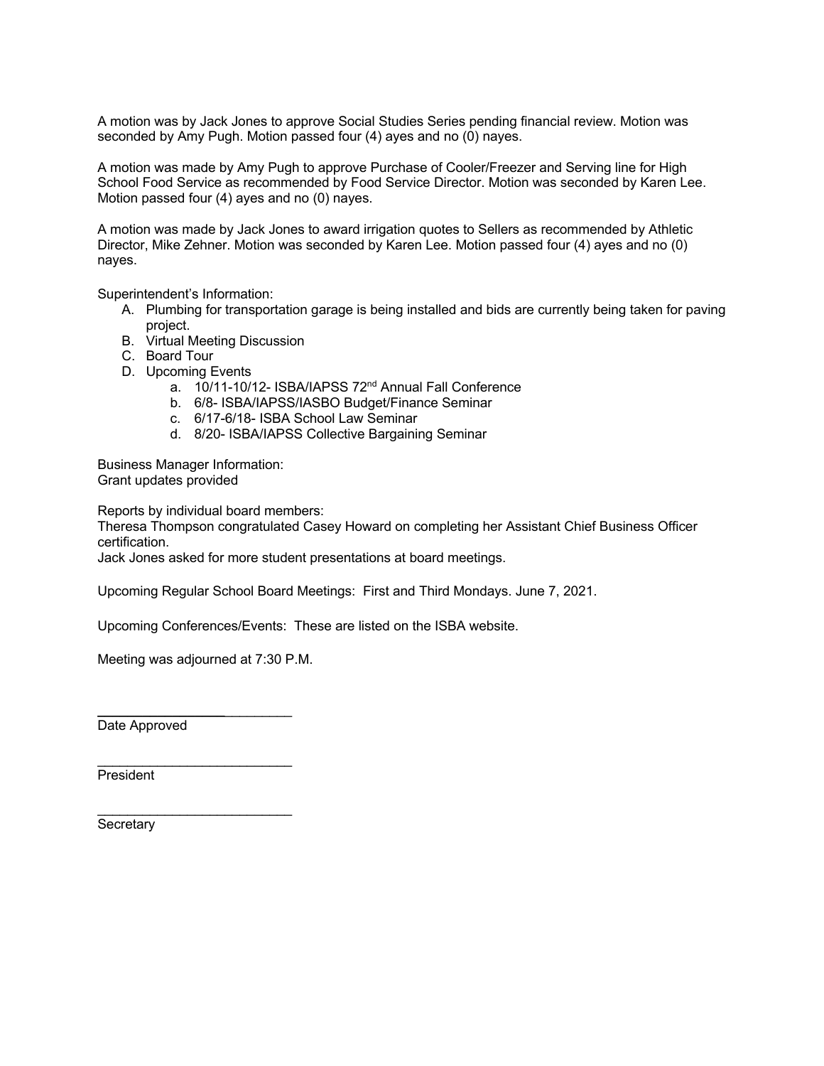A motion was by Jack Jones to approve Social Studies Series pending financial review. Motion was seconded by Amy Pugh. Motion passed four (4) ayes and no (0) nayes.

A motion was made by Amy Pugh to approve Purchase of Cooler/Freezer and Serving line for High School Food Service as recommended by Food Service Director. Motion was seconded by Karen Lee. Motion passed four (4) ayes and no (0) nayes.

A motion was made by Jack Jones to award irrigation quotes to Sellers as recommended by Athletic Director, Mike Zehner. Motion was seconded by Karen Lee. Motion passed four (4) ayes and no (0) nayes.

Superintendent's Information:

A. Plumbing for transportation garage is being installed and bids are currently being taken for paving project.
B. Virtual Meeting Discussion
C. Board Tour
D. Upcoming Events
   a. 10/11-10/12- ISBA/IAPSS 72nd Annual Fall Conference
   b. 6/8- ISBA/IAPSS/IASBO Budget/Finance Seminar
   c. 6/17-6/18- ISBA School Law Seminar
   d. 8/20- ISBA/IAPSS Collective Bargaining Seminar

Business Manager Information:
Grant updates provided

Reports by individual board members:
Theresa Thompson congratulated Casey Howard on completing her Assistant Chief Business Officer certification.
Jack Jones asked for more student presentations at board meetings.

Upcoming Regular School Board Meetings: First and Third Mondays. June 7, 2021.

Upcoming Conferences/Events: These are listed on the ISBA website.

Meeting was adjourned at 7:30 P.M.

__________________________
Date Approved

__________________________
President

__________________________
Secretary